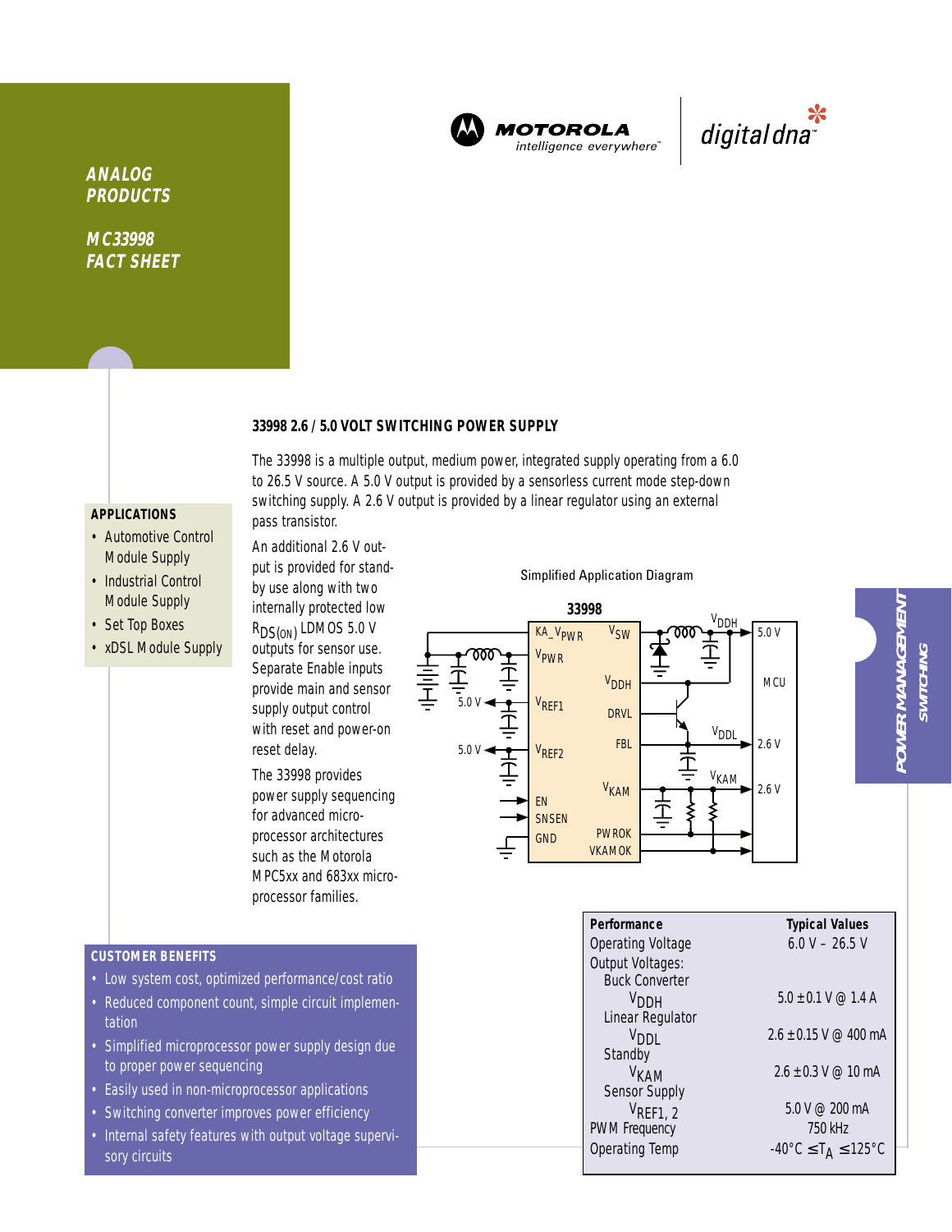MOTOROLA
intelligence everywhere

digital dna

**ANALOG PRODUCTS**

**MC33998 FACT SHEET**

## 33998 2.6 / 5.0 VOLT SWITCHING POWER SUPPLY

The 33998 is a multiple output, medium power, integrated supply operating from a 6.0 to 26.5 V source. A 5.0 V output is provided by a sensorless current mode step-down switching supply. A 2.6 V output is provided by a linear regulator using an external pass transistor.

An additional 2.6 V output is provided for standby use along with two internally protected low $R_{DS(ON)}$ LDMOS 5.0 V outputs for sensor use. Separate Enable inputs provide main and sensor supply output control with reset and power-on reset delay.

The 33998 provides power supply sequencing for advanced microprocessor architectures such as the Motorola MPC5xx and 683xx microprocessor families.

### APPLICATIONS

- Automotive Control Module Supply
- Industrial Control Module Supply
- Set Top Boxes
- xDSL Module Supply

Simplified Application Diagram

### CUSTOMER BENEFITS

- Low system cost, optimized performance/cost ratio
- Reduced component count, simple circuit implementation
- Simplified microprocessor power supply design due to proper power sequencing
- Easily used in non-microprocessor applications
- Switching converter improves power efficiency
- Internal safety features with output voltage supervisory circuits

| Performance | Typical Values |
|---|---|
| Operating Voltage | 6.0 V – 26.5 V |
| Output Voltages: | |
| Buck Converter | |
| $V_{DDH}$ | 5.0 ±0.1 V @ 1.4 A |
| Linear Regulator | |
| $V_{DDL}$ | 2.6 ±0.15 V @ 400 mA |
| Standby | |
| $V_{KAM}$ | 2.6 ±0.3 V @ 10 mA |
| Sensor Supply | |
| $V_{REF1,\,2}$ | 5.0 V @ 200 mA |
| PWM Frequency | 750 kHz |
| Operating Temp | -40°C ≤ $T_A$ ≤ 125°C |

POWER MANAGEMENT
SWITCHING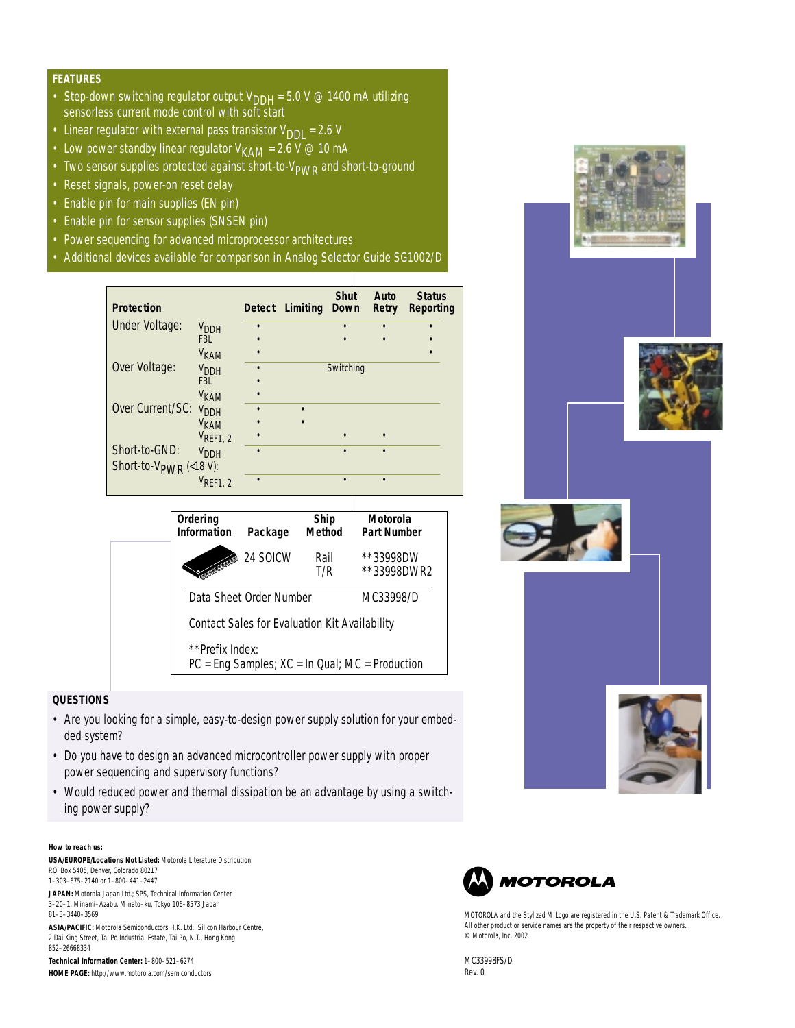## FEATURES

- Step-down switching regulator output $V_{DDH}$ = 5.0 V @ 1400 mA utilizing sensorless current mode control with soft start
- Linear regulator with external pass transistor $V_{DDL}$ = 2.6 V
- Low power standby linear regulator $V_{KAM}$ = 2.6 V @ 10 mA
- Two sensor supplies protected against short-to-$V_{PWR}$ and short-to-ground
- Reset signals, power-on reset delay
- Enable pin for main supplies (EN pin)
- Enable pin for sensor supplies (SNSEN pin)
- Power sequencing for advanced microprocessor architectures
- Additional devices available for comparison in Analog Selector Guide SG1002/D

| Protection | | Detect | Limiting | Shut Down | Auto Retry | Status Reporting |
|---|---|---|---|---|---|---|
| Under Voltage: | $V_{DDH}$ | • | | • | • | • |
| | FBL | • | | • | • | • |
| | $V_{KAM}$ | • | | | | • |
| Over Voltage: | $V_{DDH}$ | • | | Switching | | |
| | FBL | • | | | | |
| | $V_{KAM}$ | • | | | | |
| Over Current/SC: | $V_{DDH}$ | • | • | | | |
| | $V_{KAM}$ | • | • | | | |
| | $V_{REF1,2}$ | • | | • | • | |
| Short-to-GND: | $V_{DDH}$ | • | | • | • | |
| Short-to-$V_{PWR}$ (<18 V): | $V_{REF1,2}$ | • | | • | • | |

| Ordering Information | Package | Ship Method | Motorola Part Number |
|---|---|---|---|
| | 24 SOICW | Rail<br>T/R | **33998DW<br>**33998DWR2 |
| Data Sheet Order Number | | | MC33998/D |
| Contact Sales for Evaluation Kit Availability | | | |
| **Prefix Index:<br>PC = Eng Samples; XC = In Qual; MC = Production | | | |

## QUESTIONS

- Are you looking for a simple, easy-to-design power supply solution for your embedded system?
- Do you have to design an advanced microcontroller power supply with proper power sequencing and supervisory functions?
- Would reduced power and thermal dissipation be an advantage by using a switching power supply?

**How to reach us:**

**USA/EUROPE/Locations Not Listed:** Motorola Literature Distribution; P.O. Box 5405, Denver, Colorado 80217
1–303–675–2140 or 1–800–441–2447

**JAPAN:** Motorola Japan Ltd.; SPS, Technical Information Center, 3–20–1, Minami–Azabu. Minato–ku, Tokyo 106–8573 Japan
81–3–3440–3569

**ASIA/PACIFIC:** Motorola Semiconductors H.K. Ltd.; Silicon Harbour Centre, 2 Dai King Street, Tai Po Industrial Estate, Tai Po, N.T., Hong Kong
852–26668334

**Technical Information Center:** 1–800–521–6274

**HOME PAGE:** http://www.motorola.com/semiconductors

MOTOROLA

MOTOROLA and the Stylized M Logo are registered in the U.S. Patent & Trademark Office. All other product or service names are the property of their respective owners.
© Motorola, Inc. 2002

MC33998FS/D
Rev. 0